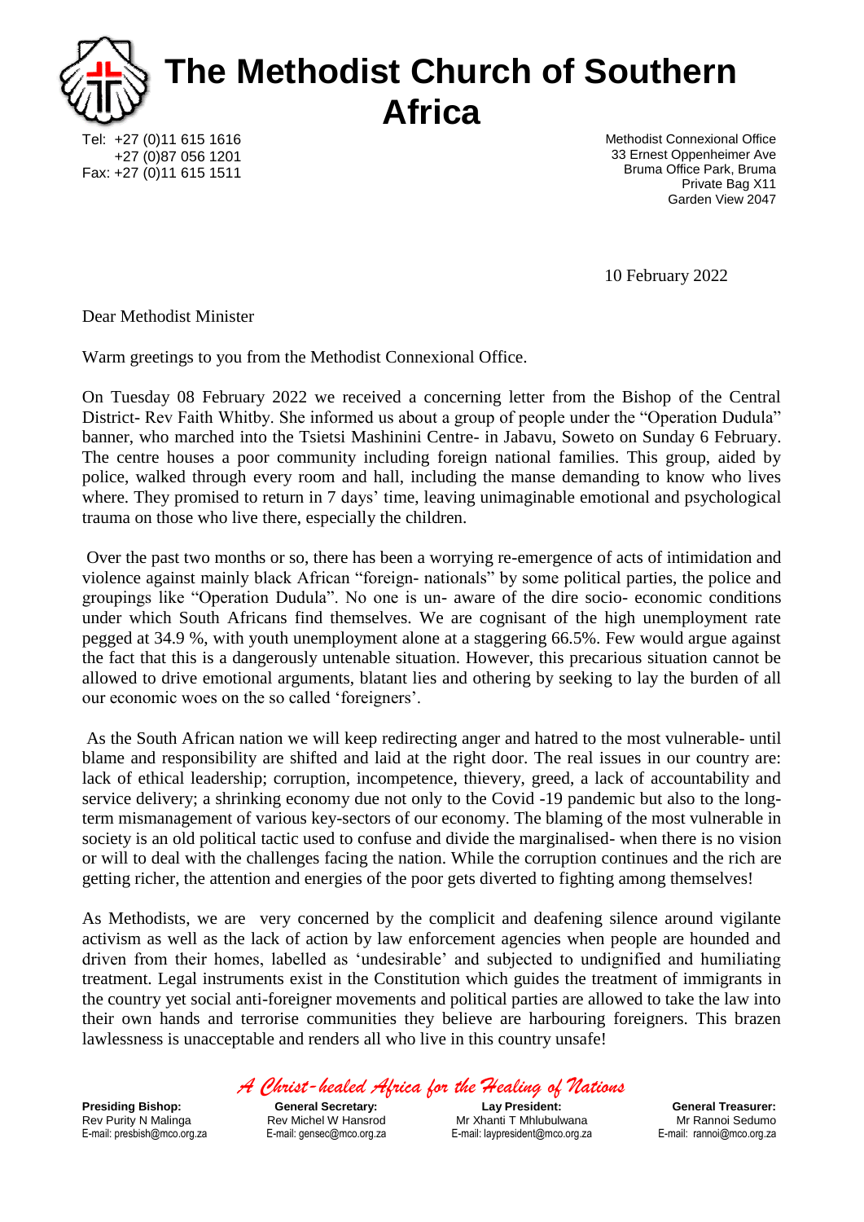# The Methodist Church of Southern Africa

Tel: +27 (0)11 615 1616
+27 (0)87 056 1201
Fax: +27 (0)11 615 1511

Methodist Connexional Office
33 Ernest Oppenheimer Ave
Bruma Office Park, Bruma
Private Bag X11
Garden View 2047

10 February 2022

Dear Methodist Minister

Warm greetings to you from the Methodist Connexional Office.

On Tuesday 08 February 2022 we received a concerning letter from the Bishop of the Central District- Rev Faith Whitby. She informed us about a group of people under the "Operation Dudula" banner, who marched into the Tsietsi Mashinini Centre- in Jabavu, Soweto on Sunday 6 February. The centre houses a poor community including foreign national families. This group, aided by police, walked through every room and hall, including the manse demanding to know who lives where. They promised to return in 7 days' time, leaving unimaginable emotional and psychological trauma on those who live there, especially the children.

Over the past two months or so, there has been a worrying re-emergence of acts of intimidation and violence against mainly black African "foreign- nationals" by some political parties, the police and groupings like "Operation Dudula". No one is un- aware of the dire socio- economic conditions under which South Africans find themselves. We are cognisant of the high unemployment rate pegged at 34.9 %, with youth unemployment alone at a staggering 66.5%. Few would argue against the fact that this is a dangerously untenable situation. However, this precarious situation cannot be allowed to drive emotional arguments, blatant lies and othering by seeking to lay the burden of all our economic woes on the so called 'foreigners'.

As the South African nation we will keep redirecting anger and hatred to the most vulnerable- until blame and responsibility are shifted and laid at the right door. The real issues in our country are: lack of ethical leadership; corruption, incompetence, thievery, greed, a lack of accountability and service delivery; a shrinking economy due not only to the Covid -19 pandemic but also to the long-term mismanagement of various key-sectors of our economy. The blaming of the most vulnerable in society is an old political tactic used to confuse and divide the marginalised- when there is no vision or will to deal with the challenges facing the nation. While the corruption continues and the rich are getting richer, the attention and energies of the poor gets diverted to fighting among themselves!

As Methodists, we are very concerned by the complicit and deafening silence around vigilante activism as well as the lack of action by law enforcement agencies when people are hounded and driven from their homes, labelled as 'undesirable' and subjected to undignified and humiliating treatment. Legal instruments exist in the Constitution which guides the treatment of immigrants in the country yet social anti-foreigner movements and political parties are allowed to take the law into their own hands and terrorise communities they believe are harbouring foreigners. This brazen lawlessness is unacceptable and renders all who live in this country unsafe!

*A Christ-healed Africa for the Healing of Nations*

| **Presiding Bishop:** | **General Secretary:** | **Lay President:** | **General Treasurer:** |
|---|---|---|---|
| Rev Purity N Malinga | Rev Michel W Hansrod | Mr Xhanti T Mhlubulwana | Mr Rannoi Sedumo |
| E-mail: presbish@mco.org.za | E-mail: gensec@mco.org.za | E-mail: laypresident@mco.org.za | E-mail: rannoi@mco.org.za |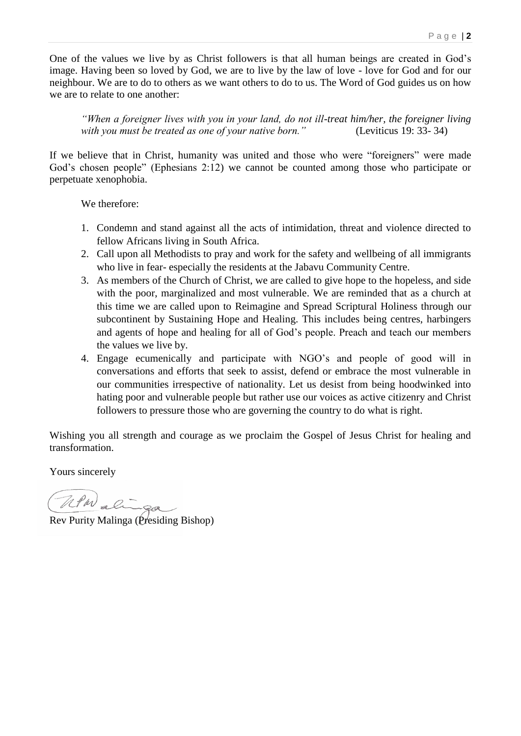One of the values we live by as Christ followers is that all human beings are created in God's image. Having been so loved by God, we are to live by the law of love - love for God and for our neighbour. We are to do to others as we want others to do to us. The Word of God guides us on how we are to relate to one another:

> *"When a foreigner lives with you in your land, do not ill-treat him/her, the foreigner living with you must be treated as one of your native born."* (Leviticus 19: 33- 34)

If we believe that in Christ, humanity was united and those who were "foreigners" were made God's chosen people" (Ephesians 2:12) we cannot be counted among those who participate or perpetuate xenophobia.

We therefore:

1. Condemn and stand against all the acts of intimidation, threat and violence directed to fellow Africans living in South Africa.
2. Call upon all Methodists to pray and work for the safety and wellbeing of all immigrants who live in fear- especially the residents at the Jabavu Community Centre.
3. As members of the Church of Christ, we are called to give hope to the hopeless, and side with the poor, marginalized and most vulnerable. We are reminded that as a church at this time we are called upon to Reimagine and Spread Scriptural Holiness through our subcontinent by Sustaining Hope and Healing. This includes being centres, harbingers and agents of hope and healing for all of God's people. Preach and teach our members the values we live by.
4. Engage ecumenically and participate with NGO's and people of good will in conversations and efforts that seek to assist, defend or embrace the most vulnerable in our communities irrespective of nationality. Let us desist from being hoodwinked into hating poor and vulnerable people but rather use our voices as active citizenry and Christ followers to pressure those who are governing the country to do what is right.

Wishing you all strength and courage as we proclaim the Gospel of Jesus Christ for healing and transformation.

Yours sincerely

Rev Purity Malinga (Presiding Bishop)